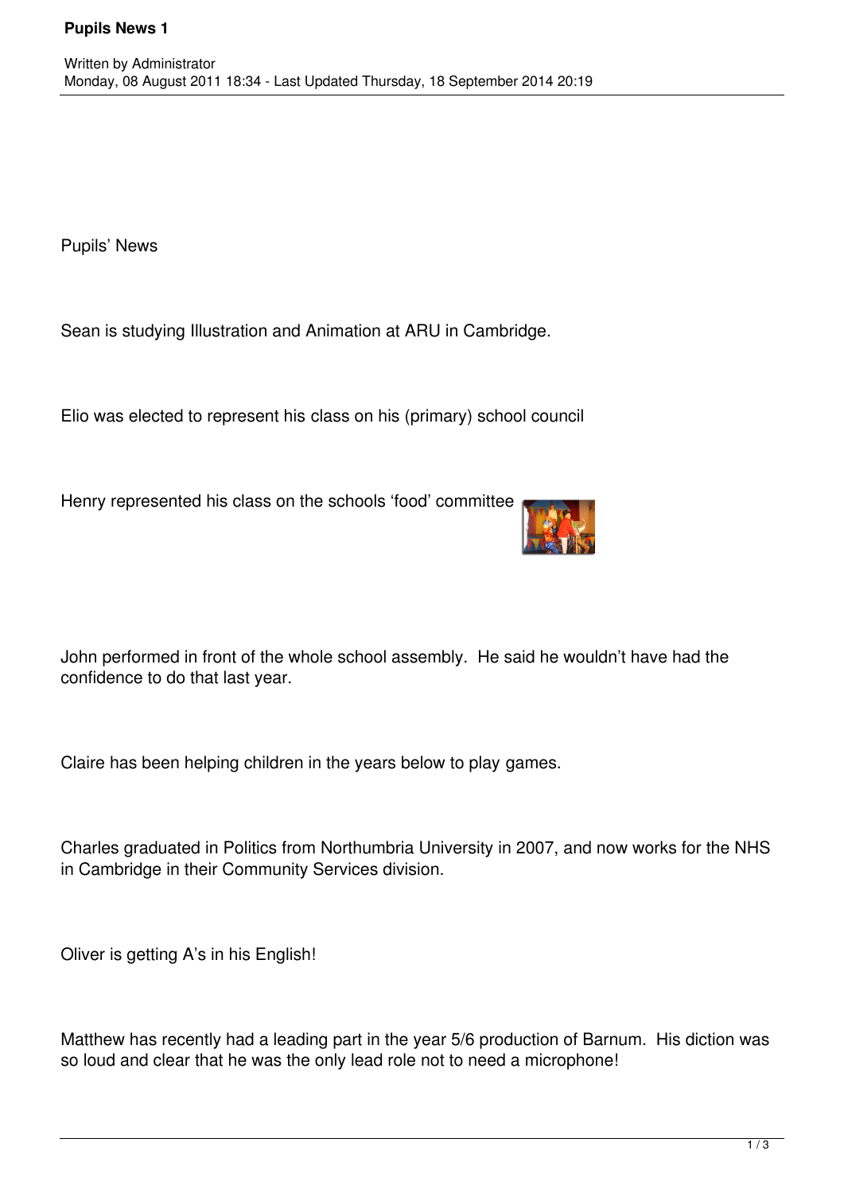# Pupils News 1

Written by Administrator
Monday, 08 August 2011 18:34 - Last Updated Thursday, 18 September 2014 20:19

Pupils' News

Sean is studying Illustration and Animation at ARU in Cambridge.

Elio was elected to represent his class on his (primary) school council

Henry represented his class on the schools 'food' committee

John performed in front of the whole school assembly. He said he wouldn't have had the confidence to do that last year.

Claire has been helping children in the years below to play games.

Charles graduated in Politics from Northumbria University in 2007, and now works for the NHS in Cambridge in their Community Services division.

Oliver is getting A's in his English!

Matthew has recently had a leading part in the year 5/6 production of Barnum. His diction was so loud and clear that he was the only lead role not to need a microphone!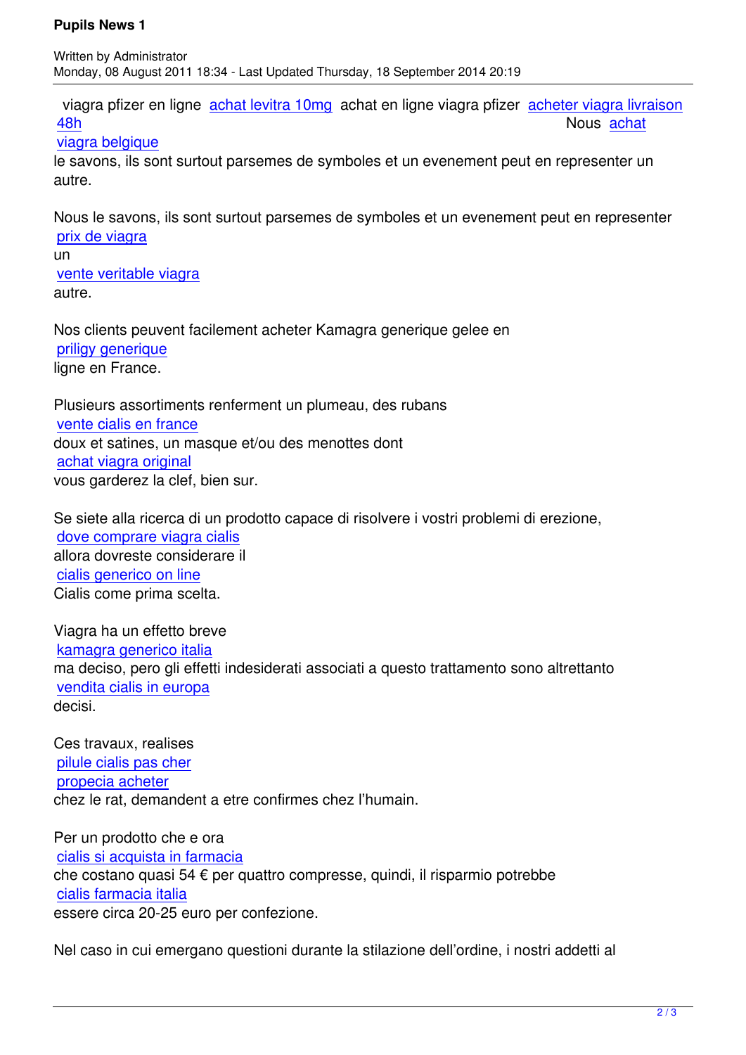viagra pfizer en ligne achat levitra 10mg achat en ligne viagra pfizer acheter viagra livraison 48h Nous achat viagra belgique le savons, ils sont surtout parsemes de symboles et un evenement peut en representer un autre.

Nous le savons, ils sont surtout parsemes de symboles et un evenement peut en representer prix de viagra un vente veritable viagra autre.

Nos clients peuvent facilement acheter Kamagra generique gelee en priligy generique ligne en France.

Plusieurs assortiments renferment un plumeau, des rubans vente cialis en france doux et satines, un masque et/ou des menottes dont achat viagra original vous garderez la clef, bien sur.

Se siete alla ricerca di un prodotto capace di risolvere i vostri problemi di erezione, dove comprare viagra cialis allora dovreste considerare il cialis generico on line Cialis come prima scelta.

Viagra ha un effetto breve kamagra generico italia ma deciso, pero gli effetti indesiderati associati a questo trattamento sono altrettanto vendita cialis in europa decisi.

Ces travaux, realises pilule cialis pas cher propecia acheter chez le rat, demandent a etre confirmes chez l'humain.

Per un prodotto che e ora cialis si acquista in farmacia che costano quasi 54 € per quattro compresse, quindi, il risparmio potrebbe cialis farmacia italia essere circa 20-25 euro per confezione.

Nel caso in cui emergano questioni durante la stilazione dell'ordine, i nostri addetti al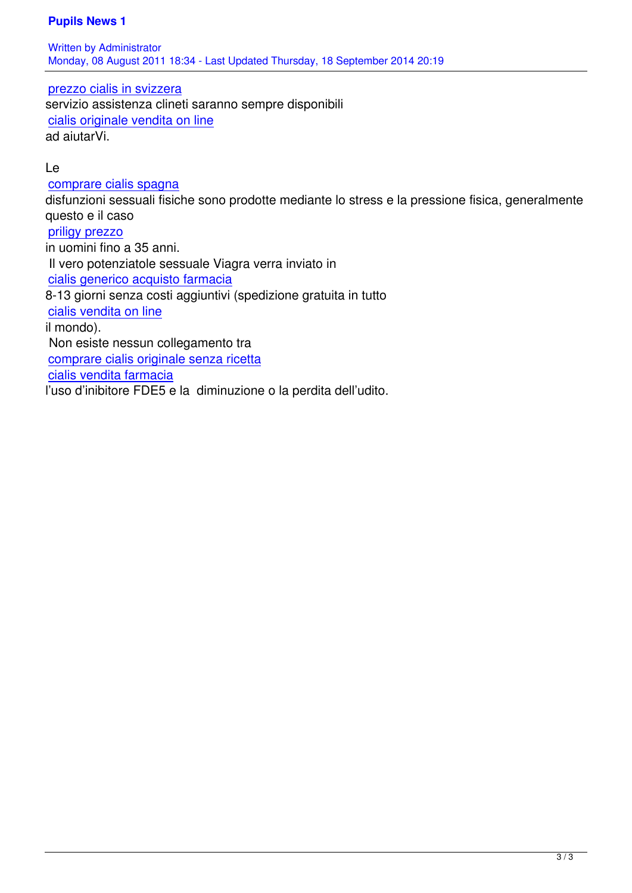prezzo cialis in svizzera
servizio assistenza clineti saranno sempre disponibili
cialis originale vendita on line
ad aiutarVi.

Le
comprare cialis spagna
disfunzioni sessuali fisiche sono prodotte mediante lo stress e la pressione fisica, generalmente questo e il caso
priligy prezzo
in uomini fino a 35 anni.
Il vero potenziatole sessuale Viagra verra inviato in
cialis generico acquisto farmacia
8-13 giorni senza costi aggiuntivi (spedizione gratuita in tutto
cialis vendita on line
il mondo).
Non esiste nessun collegamento tra
comprare cialis originale senza ricetta
cialis vendita farmacia
l'uso d'inibitore FDE5 e la diminuzione o la perdita dell'udito.